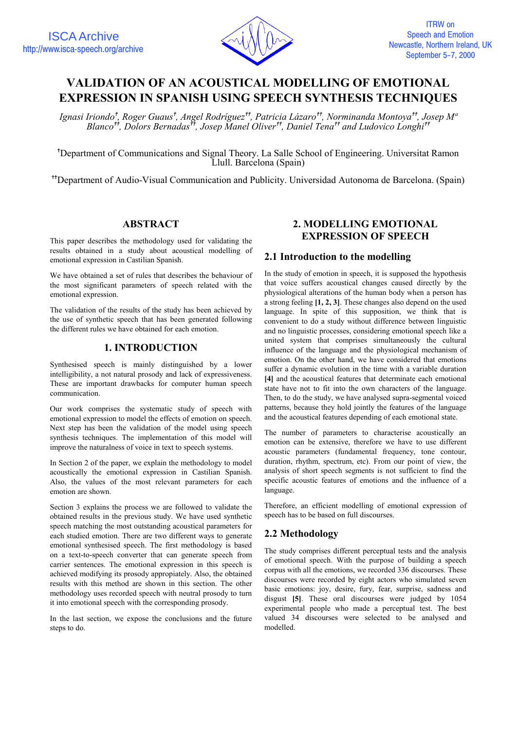# VALIDATION OF AN ACOUSTICAL MODELLING OF EMOTIONAL EXPRESSION IN SPANISH USING SPEECH SYNTHESIS TECHNIQUES

*Ignasi Iriondo[†], Roger Guaus[†], Angel Rodríguez[††], Patricia Lázaro[††], Norminanda Montoya[††], Josep Mª Blanco[††], Dolors Bernadas[††], Josep Manel Oliver[††], Daniel Tena[††] and Ludovico Longhi[††]*

[†]Department of Communications and Signal Theory. La Salle School of Engineering. Universitat Ramon Llull. Barcelona (Spain)

[††]Department of Audio-Visual Communication and Publicity. Universidad Autonoma de Barcelona. (Spain)

## ABSTRACT

This paper describes the methodology used for validating the results obtained in a study about acoustical modelling of emotional expression in Castilian Spanish.

We have obtained a set of rules that describes the behaviour of the most significant parameters of speech related with the emotional expression.

The validation of the results of the study has been achieved by the use of synthetic speech that has been generated following the different rules we have obtained for each emotion.

## 1. INTRODUCTION

Synthesised speech is mainly distinguished by a lower intelligibility, a not natural prosody and lack of expressiveness. These are important drawbacks for computer human speech communication.

Our work comprises the systematic study of speech with emotional expression to model the effects of emotion on speech. Next step has been the validation of the model using speech synthesis techniques. The implementation of this model will improve the naturalness of voice in text to speech systems.

In Section 2 of the paper, we explain the methodology to model acoustically the emotional expression in Castilian Spanish. Also, the values of the most relevant parameters for each emotion are shown.

Section 3 explains the process we are followed to validate the obtained results in the previous study. We have used synthetic speech matching the most outstanding acoustical parameters for each studied emotion. There are two different ways to generate emotional synthesised speech. The first methodology is based on a text-to-speech converter that can generate speech from carrier sentences. The emotional expression in this speech is achieved modifying its prosody appropiately. Also, the obtained results with this method are shown in this section. The other methodology uses recorded speech with neutral prosody to turn it into emotional speech with the corresponding prosody.

In the last section, we expose the conclusions and the future steps to do.

## 2. MODELLING EMOTIONAL EXPRESSION OF SPEECH

### 2.1 Introduction to the modelling

In the study of emotion in speech, it is supposed the hypothesis that voice suffers acoustical changes caused directly by the physiological alterations of the human body when a person has a strong feeling **[1, 2, 3]**. These changes also depend on the used language. In spite of this supposition, we think that is convenient to do a study without difference between linguistic and no linguistic processes, considering emotional speech like a united system that comprises simultaneously the cultural influence of the language and the physiological mechanism of emotion. On the other hand, we have considered that emotions suffer a dynamic evolution in the time with a variable duration **[4]** and the acoustical features that determinate each emotional state have not to fit into the own characters of the language. Then, to do the study, we have analysed supra-segmental voiced patterns, because they hold jointly the features of the language and the acoustical features depending of each emotional state.

The number of parameters to characterise acoustically an emotion can be extensive, therefore we have to use different acoustic parameters (fundamental frequency, tone contour, duration, rhythm, spectrum, etc). From our point of view, the analysis of short speech segments is not sufficient to find the specific acoustic features of emotions and the influence of a language.

Therefore, an efficient modelling of emotional expression of speech has to be based on full discourses.

### 2.2 Methodology

The study comprises different perceptual tests and the analysis of emotional speech. With the purpose of building a speech corpus with all the emotions, we recorded 336 discourses. These discourses were recorded by eight actors who simulated seven basic emotions: joy, desire, fury, fear, surprise, sadness and disgust **[5]**. These oral discourses were judged by 1054 experimental people who made a perceptual test. The best valued 34 discourses were selected to be analysed and modelled.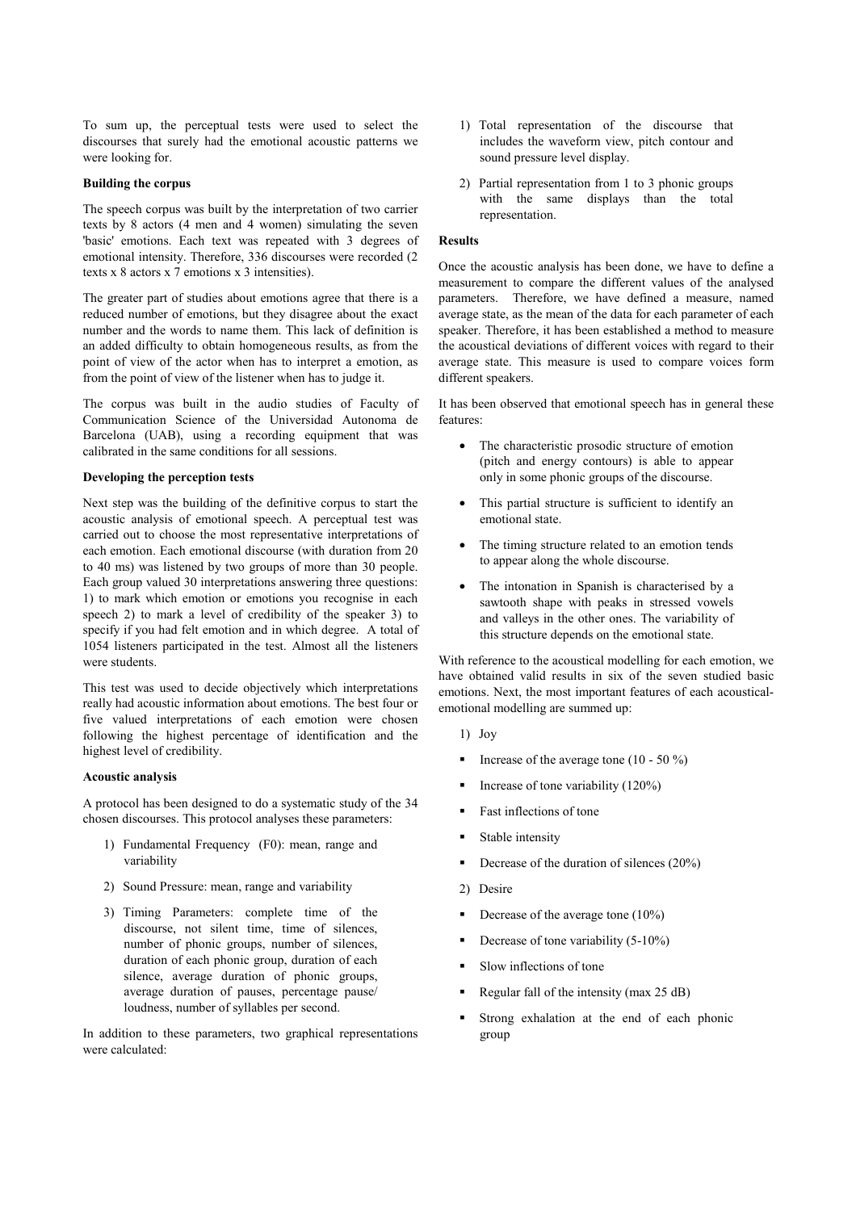To sum up, the perceptual tests were used to select the discourses that surely had the emotional acoustic patterns we were looking for.

**Building the corpus**

The speech corpus was built by the interpretation of two carrier texts by 8 actors (4 men and 4 women) simulating the seven 'basic' emotions. Each text was repeated with 3 degrees of emotional intensity. Therefore, 336 discourses were recorded (2 texts x 8 actors x 7 emotions x 3 intensities).

The greater part of studies about emotions agree that there is a reduced number of emotions, but they disagree about the exact number and the words to name them. This lack of definition is an added difficulty to obtain homogeneous results, as from the point of view of the actor when has to interpret a emotion, as from the point of view of the listener when has to judge it.

The corpus was built in the audio studies of Faculty of Communication Science of the Universidad Autonoma de Barcelona (UAB), using a recording equipment that was calibrated in the same conditions for all sessions.

**Developing the perception tests**

Next step was the building of the definitive corpus to start the acoustic analysis of emotional speech. A perceptual test was carried out to choose the most representative interpretations of each emotion. Each emotional discourse (with duration from 20 to 40 ms) was listened by two groups of more than 30 people. Each group valued 30 interpretations answering three questions: 1) to mark which emotion or emotions you recognise in each speech 2) to mark a level of credibility of the speaker 3) to specify if you had felt emotion and in which degree. A total of 1054 listeners participated in the test. Almost all the listeners were students.

This test was used to decide objectively which interpretations really had acoustic information about emotions. The best four or five valued interpretations of each emotion were chosen following the highest percentage of identification and the highest level of credibility.

**Acoustic analysis**

A protocol has been designed to do a systematic study of the 34 chosen discourses. This protocol analyses these parameters:

1) Fundamental Frequency (F0): mean, range and variability
2) Sound Pressure: mean, range and variability
3) Timing Parameters: complete time of the discourse, not silent time, time of silences, number of phonic groups, number of silences, duration of each phonic group, duration of each silence, average duration of phonic groups, average duration of pauses, percentage pause/ loudness, number of syllables per second.

In addition to these parameters, two graphical representations were calculated:

1) Total representation of the discourse that includes the waveform view, pitch contour and sound pressure level display.
2) Partial representation from 1 to 3 phonic groups with the same displays than the total representation.

**Results**

Once the acoustic analysis has been done, we have to define a measurement to compare the different values of the analysed parameters. Therefore, we have defined a measure, named average state, as the mean of the data for each parameter of each speaker. Therefore, it has been established a method to measure the acoustical deviations of different voices with regard to their average state. This measure is used to compare voices form different speakers.

It has been observed that emotional speech has in general these features:

- The characteristic prosodic structure of emotion (pitch and energy contours) is able to appear only in some phonic groups of the discourse.
- This partial structure is sufficient to identify an emotional state.
- The timing structure related to an emotion tends to appear along the whole discourse.
- The intonation in Spanish is characterised by a sawtooth shape with peaks in stressed vowels and valleys in the other ones. The variability of this structure depends on the emotional state.

With reference to the acoustical modelling for each emotion, we have obtained valid results in six of the seven studied basic emotions. Next, the most important features of each acoustical-emotional modelling are summed up:

1) Joy

- Increase of the average tone (10 - 50 %)
- Increase of tone variability (120%)
- Fast inflections of tone
- Stable intensity
- Decrease of the duration of silences (20%)

2) Desire

- Decrease of the average tone (10%)
- Decrease of tone variability (5-10%)
- Slow inflections of tone
- Regular fall of the intensity (max 25 dB)
- Strong exhalation at the end of each phonic group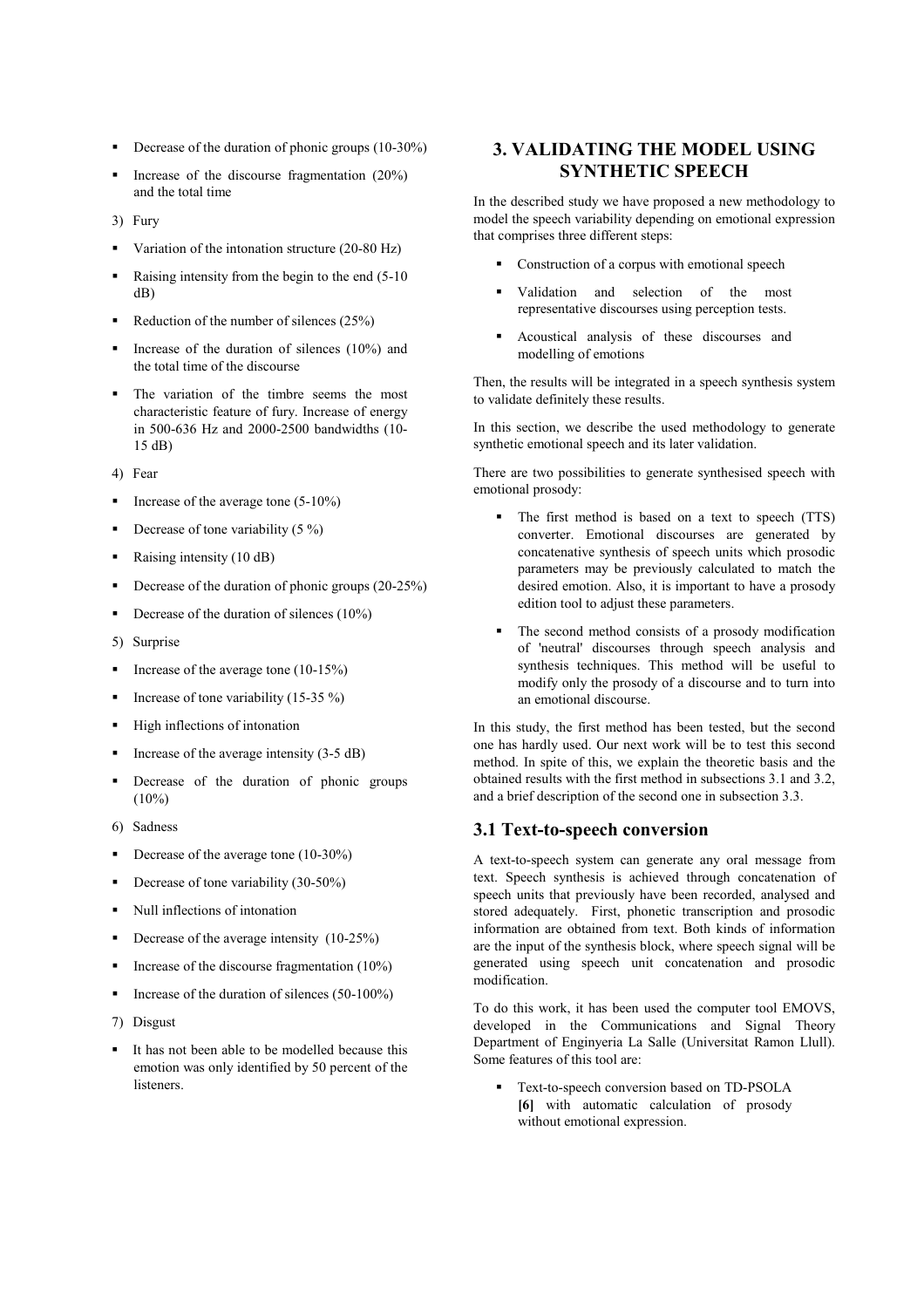- Decrease of the duration of phonic groups (10-30%)
- Increase of the discourse fragmentation (20%) and the total time

3) Fury

- Variation of the intonation structure (20-80 Hz)
- Raising intensity from the begin to the end (5-10 dB)
- Reduction of the number of silences (25%)
- Increase of the duration of silences (10%) and the total time of the discourse
- The variation of the timbre seems the most characteristic feature of fury. Increase of energy in 500-636 Hz and 2000-2500 bandwidths (10-15 dB)

4) Fear

- Increase of the average tone (5-10%)
- Decrease of tone variability (5 %)
- Raising intensity (10 dB)
- Decrease of the duration of phonic groups (20-25%)
- Decrease of the duration of silences (10%)

5) Surprise

- Increase of the average tone (10-15%)
- Increase of tone variability (15-35 %)
- High inflections of intonation
- Increase of the average intensity (3-5 dB)
- Decrease of the duration of phonic groups (10%)

6) Sadness

- Decrease of the average tone (10-30%)
- Decrease of tone variability (30-50%)
- Null inflections of intonation
- Decrease of the average intensity (10-25%)
- Increase of the discourse fragmentation (10%)
- Increase of the duration of silences (50-100%)

7) Disgust

- It has not been able to be modelled because this emotion was only identified by 50 percent of the listeners.

# 3. VALIDATING THE MODEL USING SYNTHETIC SPEECH

In the described study we have proposed a new methodology to model the speech variability depending on emotional expression that comprises three different steps:

- Construction of a corpus with emotional speech
- Validation and selection of the most representative discourses using perception tests.
- Acoustical analysis of these discourses and modelling of emotions

Then, the results will be integrated in a speech synthesis system to validate definitely these results.

In this section, we describe the used methodology to generate synthetic emotional speech and its later validation.

There are two possibilities to generate synthesised speech with emotional prosody:

- The first method is based on a text to speech (TTS) converter. Emotional discourses are generated by concatenative synthesis of speech units which prosodic parameters may be previously calculated to match the desired emotion. Also, it is important to have a prosody edition tool to adjust these parameters.
- The second method consists of a prosody modification of 'neutral' discourses through speech analysis and synthesis techniques. This method will be useful to modify only the prosody of a discourse and to turn into an emotional discourse.

In this study, the first method has been tested, but the second one has hardly used. Our next work will be to test this second method. In spite of this, we explain the theoretic basis and the obtained results with the first method in subsections 3.1 and 3.2, and a brief description of the second one in subsection 3.3.

## 3.1 Text-to-speech conversion

A text-to-speech system can generate any oral message from text. Speech synthesis is achieved through concatenation of speech units that previously have been recorded, analysed and stored adequately. First, phonetic transcription and prosodic information are obtained from text. Both kinds of information are the input of the synthesis block, where speech signal will be generated using speech unit concatenation and prosodic modification.

To do this work, it has been used the computer tool EMOVS, developed in the Communications and Signal Theory Department of Enginyeria La Salle (Universitat Ramon Llull). Some features of this tool are:

- Text-to-speech conversion based on TD-PSOLA **[6]** with automatic calculation of prosody without emotional expression.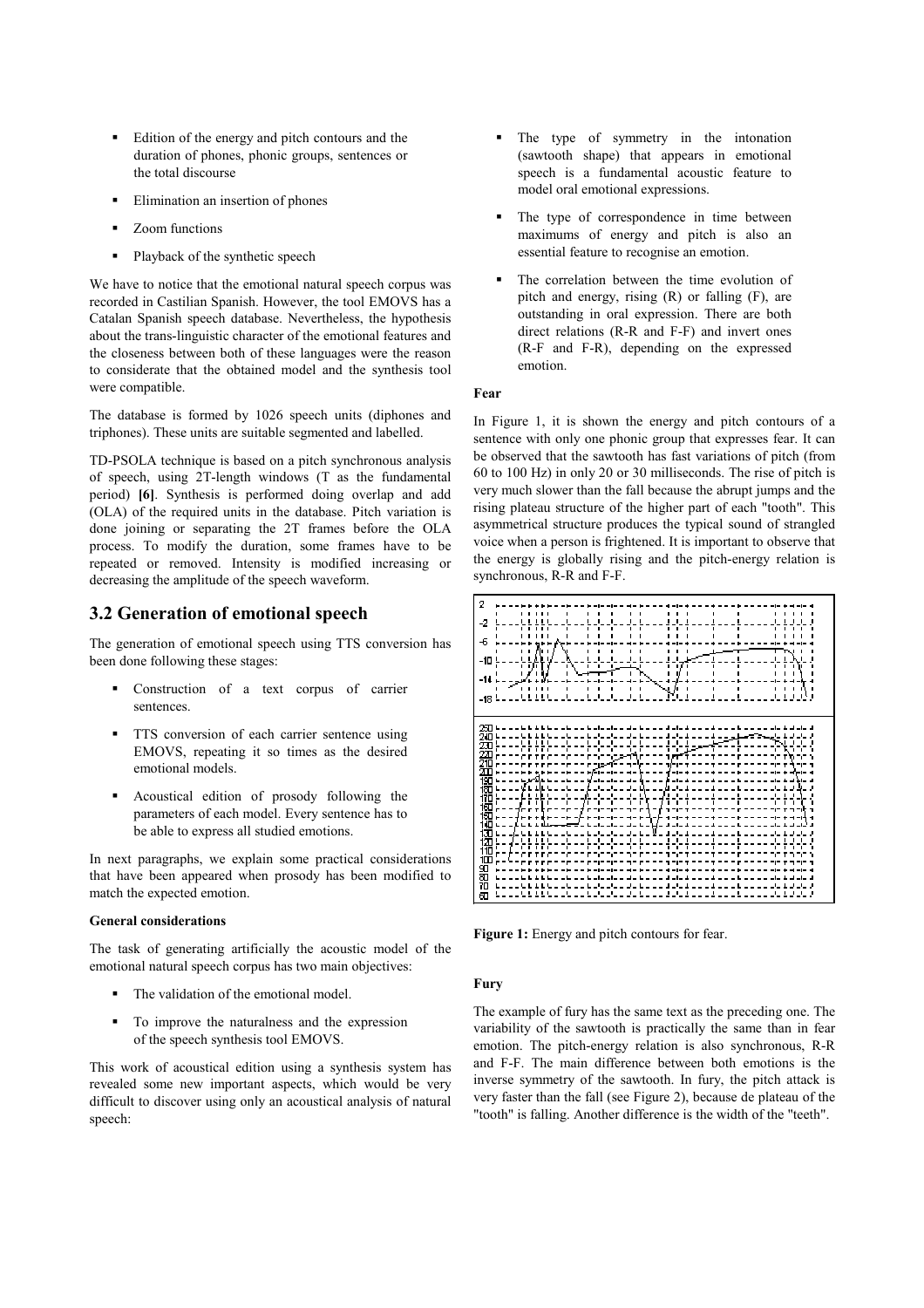- Edition of the energy and pitch contours and the duration of phones, phonic groups, sentences or the total discourse
- Elimination an insertion of phones
- Zoom functions
- Playback of the synthetic speech

We have to notice that the emotional natural speech corpus was recorded in Castilian Spanish. However, the tool EMOVS has a Catalan Spanish speech database. Nevertheless, the hypothesis about the trans-linguistic character of the emotional features and the closeness between both of these languages were the reason to considerate that the obtained model and the synthesis tool were compatible.

The database is formed by 1026 speech units (diphones and triphones). These units are suitable segmented and labelled.

TD-PSOLA technique is based on a pitch synchronous analysis of speech, using 2T-length windows (T as the fundamental period) **[6]**. Synthesis is performed doing overlap and add (OLA) of the required units in the database. Pitch variation is done joining or separating the 2T frames before the OLA process. To modify the duration, some frames have to be repeated or removed. Intensity is modified increasing or decreasing the amplitude of the speech waveform.

## 3.2 Generation of emotional speech

The generation of emotional speech using TTS conversion has been done following these stages:

- Construction of a text corpus of carrier sentences.
- TTS conversion of each carrier sentence using EMOVS, repeating it so times as the desired emotional models.
- Acoustical edition of prosody following the parameters of each model. Every sentence has to be able to express all studied emotions.

In next paragraphs, we explain some practical considerations that have been appeared when prosody has been modified to match the expected emotion.

**General considerations**

The task of generating artificially the acoustic model of the emotional natural speech corpus has two main objectives:

- The validation of the emotional model.
- To improve the naturalness and the expression of the speech synthesis tool EMOVS.

This work of acoustical edition using a synthesis system has revealed some new important aspects, which would be very difficult to discover using only an acoustical analysis of natural speech:

- The type of symmetry in the intonation (sawtooth shape) that appears in emotional speech is a fundamental acoustic feature to model oral emotional expressions.
- The type of correspondence in time between maximums of energy and pitch is also an essential feature to recognise an emotion.
- The correlation between the time evolution of pitch and energy, rising (R) or falling (F), are outstanding in oral expression. There are both direct relations (R-R and F-F) and invert ones (R-F and F-R), depending on the expressed emotion.

**Fear**

In Figure 1, it is shown the energy and pitch contours of a sentence with only one phonic group that expresses fear. It can be observed that the sawtooth has fast variations of pitch (from 60 to 100 Hz) in only 20 or 30 milliseconds. The rise of pitch is very much slower than the fall because the abrupt jumps and the rising plateau structure of the higher part of each "tooth". This asymmetrical structure produces the typical sound of strangled voice when a person is frightened. It is important to observe that the energy is globally rising and the pitch-energy relation is synchronous, R-R and F-F.

**Figure 1:** Energy and pitch contours for fear.

**Fury**

The example of fury has the same text as the preceding one. The variability of the sawtooth is practically the same than in fear emotion. The pitch-energy relation is also synchronous, R-R and F-F. The main difference between both emotions is the inverse symmetry of the sawtooth. In fury, the pitch attack is very faster than the fall (see Figure 2), because de plateau of the "tooth" is falling. Another difference is the width of the "teeth".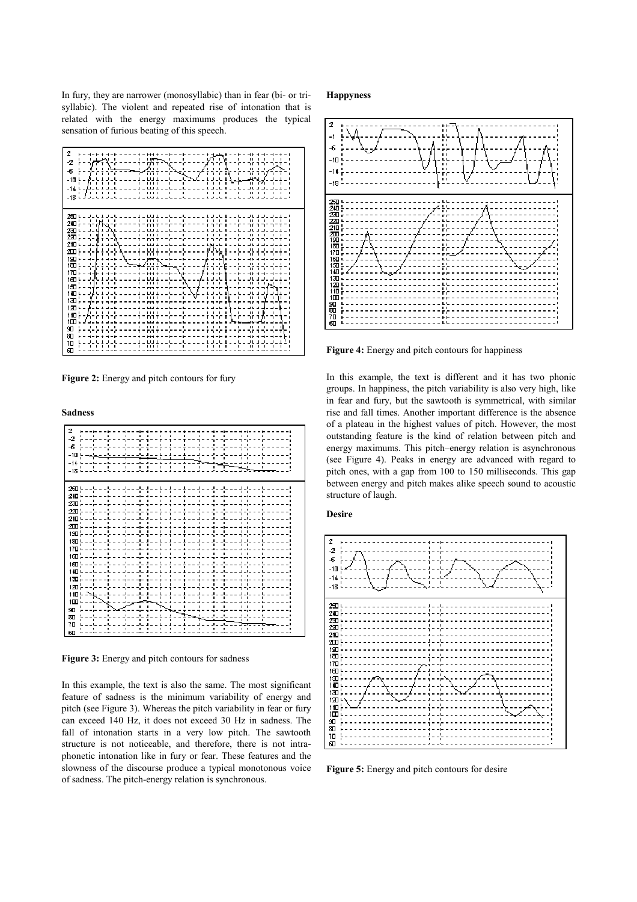In fury, they are narrower (monosyllabic) than in fear (bi- or tri-syllabic). The violent and repeated rise of intonation that is related with the energy maximums produces the typical sensation of furious beating of this speech.

**Figure 2:** Energy and pitch contours for fury

**Sadness**

**Figure 3:** Energy and pitch contours for sadness

In this example, the text is also the same. The most significant feature of sadness is the minimum variability of energy and pitch (see Figure 3). Whereas the pitch variability in fear or fury can exceed 140 Hz, it does not exceed 30 Hz in sadness. The fall of intonation starts in a very low pitch. The sawtooth structure is not noticeable, and therefore, there is not intra-phonetic intonation like in fury or fear. These features and the slowness of the discourse produce a typical monotonous voice of sadness. The pitch-energy relation is synchronous.

**Happyness**

**Figure 4:** Energy and pitch contours for happiness

In this example, the text is different and it has two phonic groups. In happiness, the pitch variability is also very high, like in fear and fury, but the sawtooth is symmetrical, with similar rise and fall times. Another important difference is the absence of a plateau in the highest values of pitch. However, the most outstanding feature is the kind of relation between pitch and energy maximums. This pitch–energy relation is asynchronous (see Figure 4). Peaks in energy are advanced with regard to pitch ones, with a gap from 100 to 150 milliseconds. This gap between energy and pitch makes alike speech sound to acoustic structure of laugh.

**Desire**

**Figure 5:** Energy and pitch contours for desire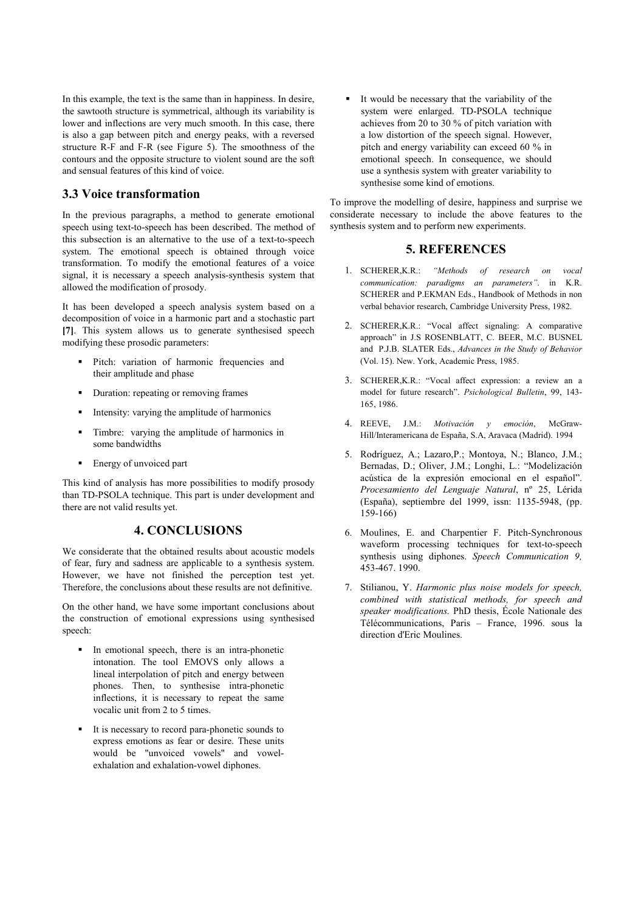In this example, the text is the same than in happiness. In desire, the sawtooth structure is symmetrical, although its variability is lower and inflections are very much smooth. In this case, there is also a gap between pitch and energy peaks, with a reversed structure R-F and F-R (see Figure 5). The smoothness of the contours and the opposite structure to violent sound are the soft and sensual features of this kind of voice.

### 3.3 Voice transformation

In the previous paragraphs, a method to generate emotional speech using text-to-speech has been described. The method of this subsection is an alternative to the use of a text-to-speech system. The emotional speech is obtained through voice transformation. To modify the emotional features of a voice signal, it is necessary a speech analysis-synthesis system that allowed the modification of prosody.

It has been developed a speech analysis system based on a decomposition of voice in a harmonic part and a stochastic part **[7]**. This system allows us to generate synthesised speech modifying these prosodic parameters:

- Pitch: variation of harmonic frequencies and their amplitude and phase
- Duration: repeating or removing frames
- Intensity: varying the amplitude of harmonics
- Timbre: varying the amplitude of harmonics in some bandwidths
- Energy of unvoiced part

This kind of analysis has more possibilities to modify prosody than TD-PSOLA technique. This part is under development and there are not valid results yet.

## 4. CONCLUSIONS

We considerate that the obtained results about acoustic models of fear, fury and sadness are applicable to a synthesis system. However, we have not finished the perception test yet. Therefore, the conclusions about these results are not definitive.

On the other hand, we have some important conclusions about the construction of emotional expressions using synthesised speech:

- In emotional speech, there is an intra-phonetic intonation. The tool EMOVS only allows a lineal interpolation of pitch and energy between phones. Then, to synthesise intra-phonetic inflections, it is necessary to repeat the same vocalic unit from 2 to 5 times.
- It is necessary to record para-phonetic sounds to express emotions as fear or desire. These units would be "unvoiced vowels" and vowel-exhalation and exhalation-vowel diphones.
- It would be necessary that the variability of the system were enlarged. TD-PSOLA technique achieves from 20 to 30 % of pitch variation with a low distortion of the speech signal. However, pitch and energy variability can exceed 60 % in emotional speech. In consequence, we should use a synthesis system with greater variability to synthesise some kind of emotions.

To improve the modelling of desire, happiness and surprise we considerate necessary to include the above features to the synthesis system and to perform new experiments.

## 5. REFERENCES

1. SCHERER,K.R.: *"Methods of research on vocal communication: paradigms an parameters"*. in K.R. SCHERER and P.EKMAN Eds., Handbook of Methods in non verbal behavior research, Cambridge University Press, 1982.
2. SCHERER,K.R.: "Vocal affect signaling: A comparative approach" in J.S ROSENBLATT, C. BEER, M.C. BUSNEL and P.J.B. SLATER Eds., *Advances in the Study of Behavior* (Vol. 15). New. York, Academic Press, 1985.
3. SCHERER,K.R.: "Vocal affect expression: a review an a model for future research". *Psichological Bulletin*, 99, 143-165, 1986.
4. REEVE, J.M.: *Motivación y emoción*, McGraw-Hill/Interamericana de España, S.A, Aravaca (Madrid). 1994
5. Rodríguez, A.; Lazaro,P.; Montoya, N.; Blanco, J.M.; Bernadas, D.; Oliver, J.M.; Longhi, L.: "Modelización acústica de la expresión emocional en el español". *Procesamiento del Lenguaje Natural*, nº 25, Lérida (España), septiembre del 1999, issn: 1135-5948, (pp. 159-166)
6. Moulines, E. and Charpentier F. Pitch-Synchronous waveform processing techniques for text-to-speech synthesis using diphones. *Speech Communication 9,* 453-467. 1990.
7. Stilianou, Y. *Harmonic plus noise models for speech, combined with statistical methods, for speech and speaker modifications.* PhD thesis, École Nationale des Télécommunications, Paris – France, 1996. sous la direction d'Eric Moulines.